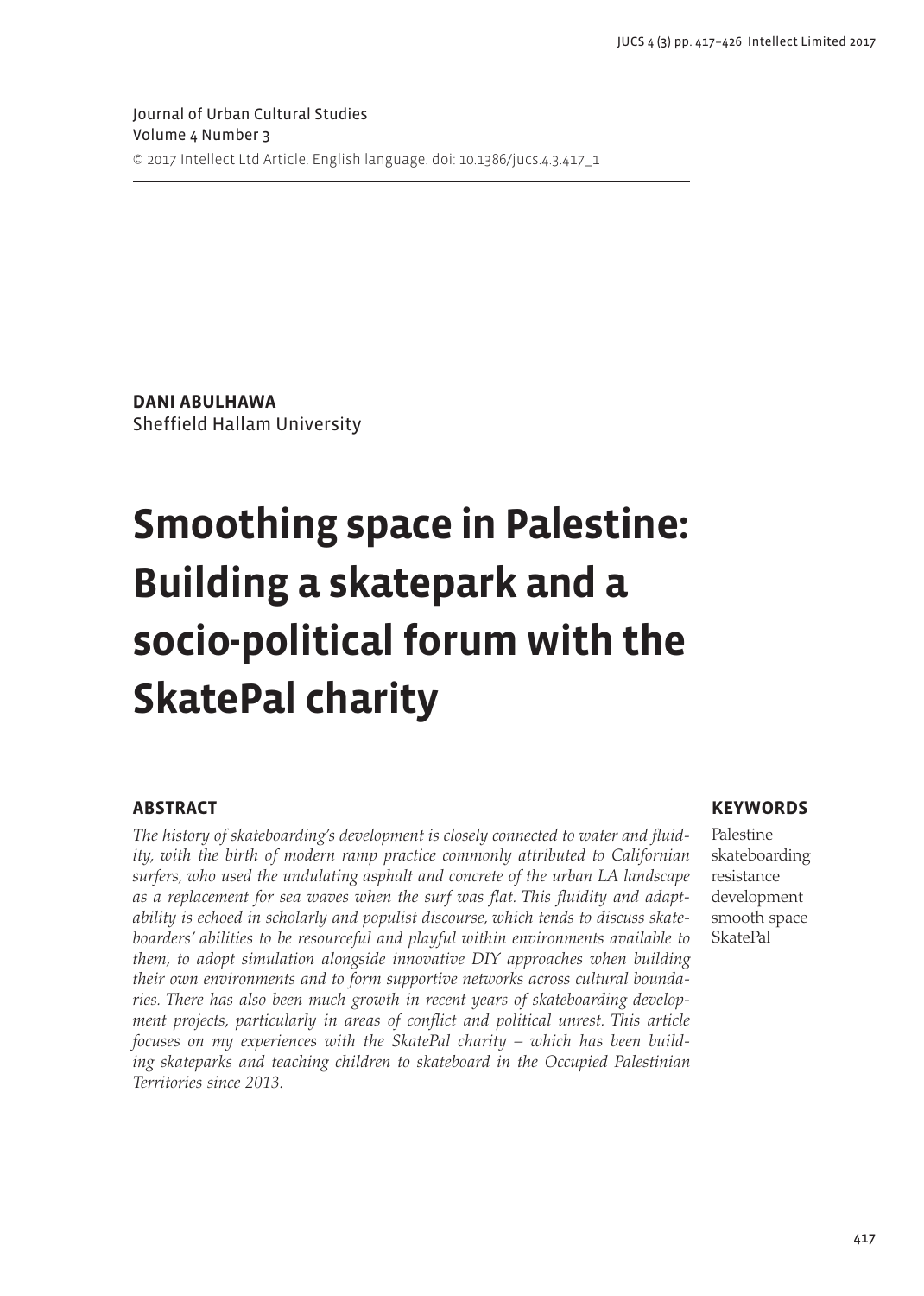Journal of Urban Cultural Studies
Volume 4 Number 3
© 2017 Intellect Ltd Article. English language. doi: 10.1386/jucs.4.3.417_1

**DANI ABULHAWA**
Sheffield Hallam University

# Smoothing space in Palestine: Building a skatepark and a socio-political forum with the SkatePal charity

## ABSTRACT

*The history of skateboarding's development is closely connected to water and fluidity, with the birth of modern ramp practice commonly attributed to Californian surfers, who used the undulating asphalt and concrete of the urban LA landscape as a replacement for sea waves when the surf was flat. This fluidity and adaptability is echoed in scholarly and populist discourse, which tends to discuss skateboarders' abilities to be resourceful and playful within environments available to them, to adopt simulation alongside innovative DIY approaches when building their own environments and to form supportive networks across cultural boundaries. There has also been much growth in recent years of skateboarding development projects, particularly in areas of conflict and political unrest. This article focuses on my experiences with the SkatePal charity – which has been building skateparks and teaching children to skateboard in the Occupied Palestinian Territories since 2013.*

## KEYWORDS

Palestine
skateboarding
resistance
development
smooth space
SkatePal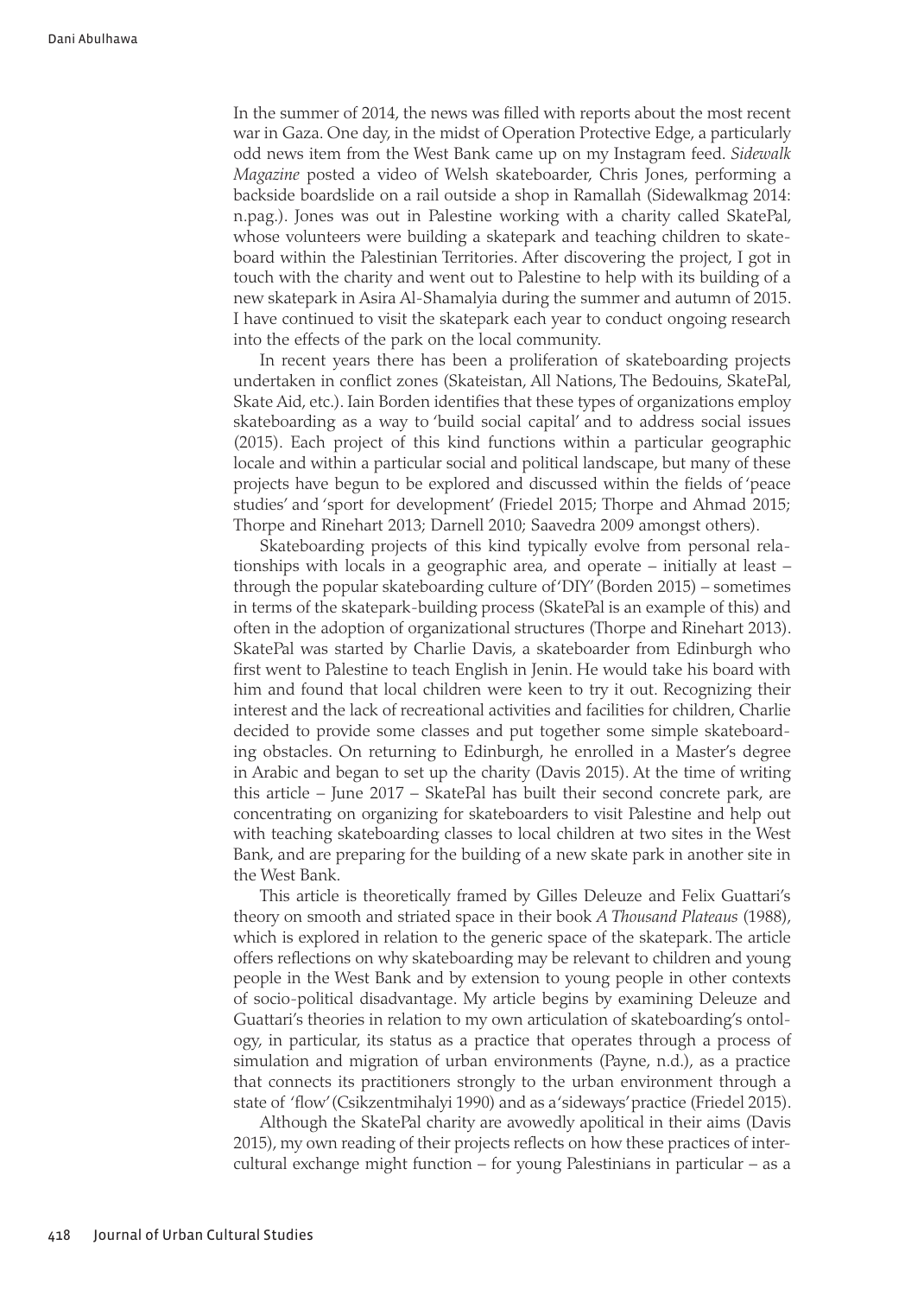In the summer of 2014, the news was filled with reports about the most recent war in Gaza. One day, in the midst of Operation Protective Edge, a particularly odd news item from the West Bank came up on my Instagram feed. *Sidewalk Magazine* posted a video of Welsh skateboarder, Chris Jones, performing a backside boardslide on a rail outside a shop in Ramallah (Sidewalkmag 2014: n.pag.). Jones was out in Palestine working with a charity called SkatePal, whose volunteers were building a skatepark and teaching children to skateboard within the Palestinian Territories. After discovering the project, I got in touch with the charity and went out to Palestine to help with its building of a new skatepark in Asira Al-Shamalyia during the summer and autumn of 2015. I have continued to visit the skatepark each year to conduct ongoing research into the effects of the park on the local community.

In recent years there has been a proliferation of skateboarding projects undertaken in conflict zones (Skateistan, All Nations, The Bedouins, SkatePal, Skate Aid, etc.). Iain Borden identifies that these types of organizations employ skateboarding as a way to 'build social capital' and to address social issues (2015). Each project of this kind functions within a particular geographic locale and within a particular social and political landscape, but many of these projects have begun to be explored and discussed within the fields of 'peace studies' and 'sport for development' (Friedel 2015; Thorpe and Ahmad 2015; Thorpe and Rinehart 2013; Darnell 2010; Saavedra 2009 amongst others).

Skateboarding projects of this kind typically evolve from personal relationships with locals in a geographic area, and operate – initially at least – through the popular skateboarding culture of 'DIY' (Borden 2015) – sometimes in terms of the skatepark-building process (SkatePal is an example of this) and often in the adoption of organizational structures (Thorpe and Rinehart 2013). SkatePal was started by Charlie Davis, a skateboarder from Edinburgh who first went to Palestine to teach English in Jenin. He would take his board with him and found that local children were keen to try it out. Recognizing their interest and the lack of recreational activities and facilities for children, Charlie decided to provide some classes and put together some simple skateboarding obstacles. On returning to Edinburgh, he enrolled in a Master's degree in Arabic and began to set up the charity (Davis 2015). At the time of writing this article – June 2017 – SkatePal has built their second concrete park, are concentrating on organizing for skateboarders to visit Palestine and help out with teaching skateboarding classes to local children at two sites in the West Bank, and are preparing for the building of a new skate park in another site in the West Bank.

This article is theoretically framed by Gilles Deleuze and Felix Guattari's theory on smooth and striated space in their book *A Thousand Plateaus* (1988), which is explored in relation to the generic space of the skatepark. The article offers reflections on why skateboarding may be relevant to children and young people in the West Bank and by extension to young people in other contexts of socio-political disadvantage. My article begins by examining Deleuze and Guattari's theories in relation to my own articulation of skateboarding's ontology, in particular, its status as a practice that operates through a process of simulation and migration of urban environments (Payne, n.d.), as a practice that connects its practitioners strongly to the urban environment through a state of 'flow' (Csikzentmihalyi 1990) and as a 'sideways' practice (Friedel 2015).

Although the SkatePal charity are avowedly apolitical in their aims (Davis 2015), my own reading of their projects reflects on how these practices of intercultural exchange might function – for young Palestinians in particular – as a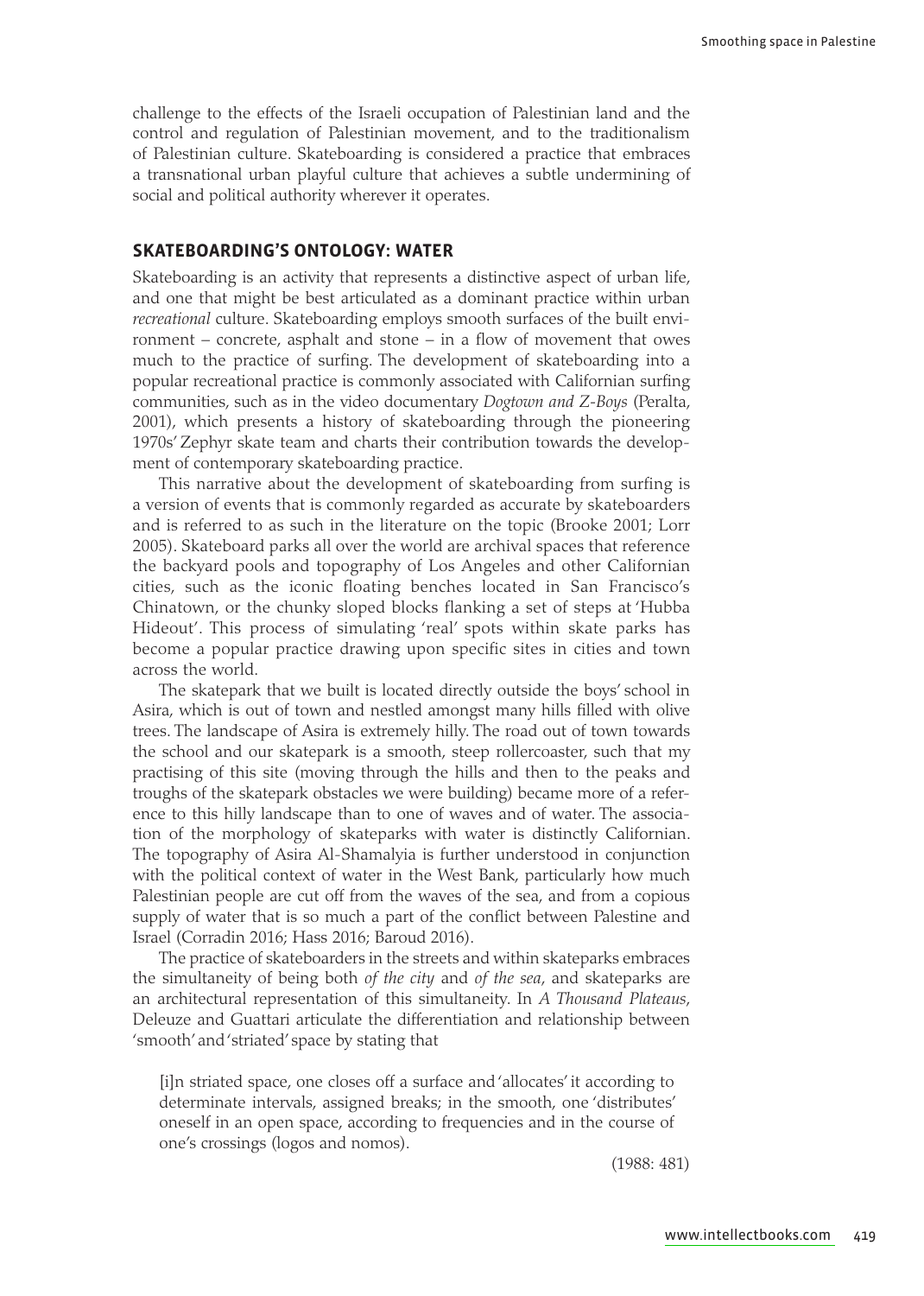challenge to the effects of the Israeli occupation of Palestinian land and the control and regulation of Palestinian movement, and to the traditionalism of Palestinian culture. Skateboarding is considered a practice that embraces a transnational urban playful culture that achieves a subtle undermining of social and political authority wherever it operates.

## SKATEBOARDING'S ONTOLOGY: WATER

Skateboarding is an activity that represents a distinctive aspect of urban life, and one that might be best articulated as a dominant practice within urban *recreational* culture. Skateboarding employs smooth surfaces of the built environment – concrete, asphalt and stone – in a flow of movement that owes much to the practice of surfing. The development of skateboarding into a popular recreational practice is commonly associated with Californian surfing communities, such as in the video documentary *Dogtown and Z-Boys* (Peralta, 2001), which presents a history of skateboarding through the pioneering 1970s' Zephyr skate team and charts their contribution towards the development of contemporary skateboarding practice.

This narrative about the development of skateboarding from surfing is a version of events that is commonly regarded as accurate by skateboarders and is referred to as such in the literature on the topic (Brooke 2001; Lorr 2005). Skateboard parks all over the world are archival spaces that reference the backyard pools and topography of Los Angeles and other Californian cities, such as the iconic floating benches located in San Francisco's Chinatown, or the chunky sloped blocks flanking a set of steps at 'Hubba Hideout'. This process of simulating 'real' spots within skate parks has become a popular practice drawing upon specific sites in cities and town across the world.

The skatepark that we built is located directly outside the boys' school in Asira, which is out of town and nestled amongst many hills filled with olive trees. The landscape of Asira is extremely hilly. The road out of town towards the school and our skatepark is a smooth, steep rollercoaster, such that my practising of this site (moving through the hills and then to the peaks and troughs of the skatepark obstacles we were building) became more of a reference to this hilly landscape than to one of waves and of water. The association of the morphology of skateparks with water is distinctly Californian. The topography of Asira Al-Shamalyia is further understood in conjunction with the political context of water in the West Bank, particularly how much Palestinian people are cut off from the waves of the sea, and from a copious supply of water that is so much a part of the conflict between Palestine and Israel (Corradin 2016; Hass 2016; Baroud 2016).

The practice of skateboarders in the streets and within skateparks embraces the simultaneity of being both *of the city* and *of the sea*, and skateparks are an architectural representation of this simultaneity. In *A Thousand Plateaus*, Deleuze and Guattari articulate the differentiation and relationship between 'smooth' and 'striated' space by stating that

> [i]n striated space, one closes off a surface and 'allocates' it according to determinate intervals, assigned breaks; in the smooth, one 'distributes' oneself in an open space, according to frequencies and in the course of one's crossings (logos and nomos).
>
> (1988: 481)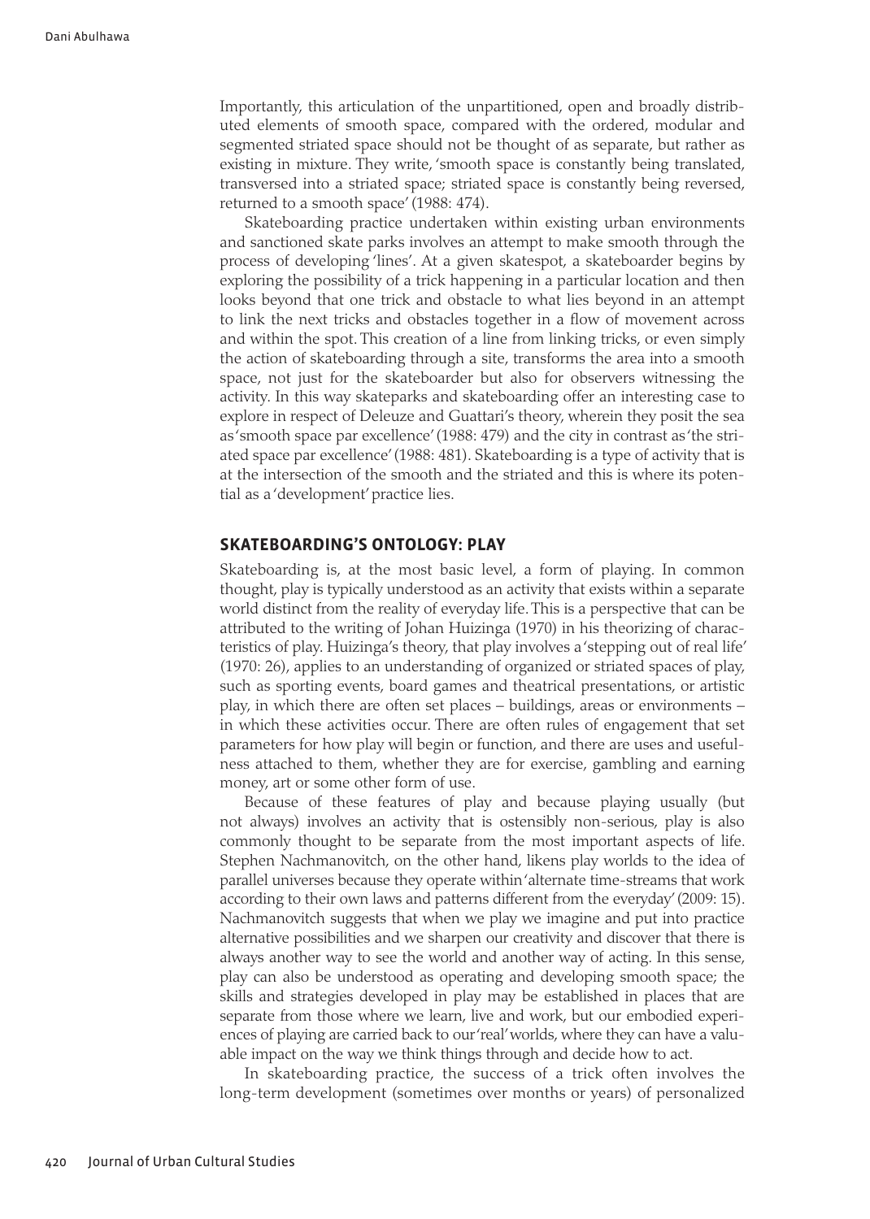Importantly, this articulation of the unpartitioned, open and broadly distributed elements of smooth space, compared with the ordered, modular and segmented striated space should not be thought of as separate, but rather as existing in mixture. They write, 'smooth space is constantly being translated, transversed into a striated space; striated space is constantly being reversed, returned to a smooth space' (1988: 474).

Skateboarding practice undertaken within existing urban environments and sanctioned skate parks involves an attempt to make smooth through the process of developing 'lines'. At a given skatespot, a skateboarder begins by exploring the possibility of a trick happening in a particular location and then looks beyond that one trick and obstacle to what lies beyond in an attempt to link the next tricks and obstacles together in a flow of movement across and within the spot. This creation of a line from linking tricks, or even simply the action of skateboarding through a site, transforms the area into a smooth space, not just for the skateboarder but also for observers witnessing the activity. In this way skateparks and skateboarding offer an interesting case to explore in respect of Deleuze and Guattari's theory, wherein they posit the sea as 'smooth space par excellence' (1988: 479) and the city in contrast as 'the striated space par excellence' (1988: 481). Skateboarding is a type of activity that is at the intersection of the smooth and the striated and this is where its potential as a 'development' practice lies.

## SKATEBOARDING'S ONTOLOGY: PLAY

Skateboarding is, at the most basic level, a form of playing. In common thought, play is typically understood as an activity that exists within a separate world distinct from the reality of everyday life. This is a perspective that can be attributed to the writing of Johan Huizinga (1970) in his theorizing of characteristics of play. Huizinga's theory, that play involves a 'stepping out of real life' (1970: 26), applies to an understanding of organized or striated spaces of play, such as sporting events, board games and theatrical presentations, or artistic play, in which there are often set places – buildings, areas or environments – in which these activities occur. There are often rules of engagement that set parameters for how play will begin or function, and there are uses and usefulness attached to them, whether they are for exercise, gambling and earning money, art or some other form of use.

Because of these features of play and because playing usually (but not always) involves an activity that is ostensibly non-serious, play is also commonly thought to be separate from the most important aspects of life. Stephen Nachmanovitch, on the other hand, likens play worlds to the idea of parallel universes because they operate within 'alternate time-streams that work according to their own laws and patterns different from the everyday' (2009: 15). Nachmanovitch suggests that when we play we imagine and put into practice alternative possibilities and we sharpen our creativity and discover that there is always another way to see the world and another way of acting. In this sense, play can also be understood as operating and developing smooth space; the skills and strategies developed in play may be established in places that are separate from those where we learn, live and work, but our embodied experiences of playing are carried back to our 'real' worlds, where they can have a valuable impact on the way we think things through and decide how to act.

In skateboarding practice, the success of a trick often involves the long-term development (sometimes over months or years) of personalized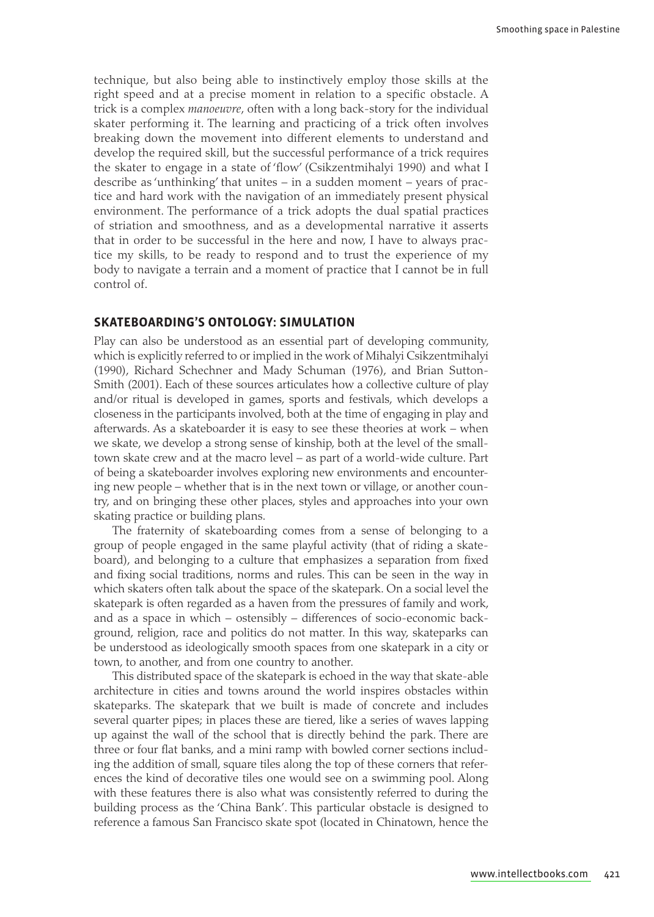technique, but also being able to instinctively employ those skills at the right speed and at a precise moment in relation to a specific obstacle. A trick is a complex *manoeuvre*, often with a long back-story for the individual skater performing it. The learning and practicing of a trick often involves breaking down the movement into different elements to understand and develop the required skill, but the successful performance of a trick requires the skater to engage in a state of 'flow' (Csikzentmihalyi 1990) and what I describe as 'unthinking' that unites – in a sudden moment – years of practice and hard work with the navigation of an immediately present physical environment. The performance of a trick adopts the dual spatial practices of striation and smoothness, and as a developmental narrative it asserts that in order to be successful in the here and now, I have to always practice my skills, to be ready to respond and to trust the experience of my body to navigate a terrain and a moment of practice that I cannot be in full control of.

## SKATEBOARDING'S ONTOLOGY: SIMULATION

Play can also be understood as an essential part of developing community, which is explicitly referred to or implied in the work of Mihalyi Csikzentmihalyi (1990), Richard Schechner and Mady Schuman (1976), and Brian Sutton-Smith (2001). Each of these sources articulates how a collective culture of play and/or ritual is developed in games, sports and festivals, which develops a closeness in the participants involved, both at the time of engaging in play and afterwards. As a skateboarder it is easy to see these theories at work – when we skate, we develop a strong sense of kinship, both at the level of the small-town skate crew and at the macro level – as part of a world-wide culture. Part of being a skateboarder involves exploring new environments and encountering new people – whether that is in the next town or village, or another country, and on bringing these other places, styles and approaches into your own skating practice or building plans.

The fraternity of skateboarding comes from a sense of belonging to a group of people engaged in the same playful activity (that of riding a skateboard), and belonging to a culture that emphasizes a separation from fixed and fixing social traditions, norms and rules. This can be seen in the way in which skaters often talk about the space of the skatepark. On a social level the skatepark is often regarded as a haven from the pressures of family and work, and as a space in which – ostensibly – differences of socio-economic background, religion, race and politics do not matter. In this way, skateparks can be understood as ideologically smooth spaces from one skatepark in a city or town, to another, and from one country to another.

This distributed space of the skatepark is echoed in the way that skate-able architecture in cities and towns around the world inspires obstacles within skateparks. The skatepark that we built is made of concrete and includes several quarter pipes; in places these are tiered, like a series of waves lapping up against the wall of the school that is directly behind the park. There are three or four flat banks, and a mini ramp with bowled corner sections including the addition of small, square tiles along the top of these corners that references the kind of decorative tiles one would see on a swimming pool. Along with these features there is also what was consistently referred to during the building process as the 'China Bank'. This particular obstacle is designed to reference a famous San Francisco skate spot (located in Chinatown, hence the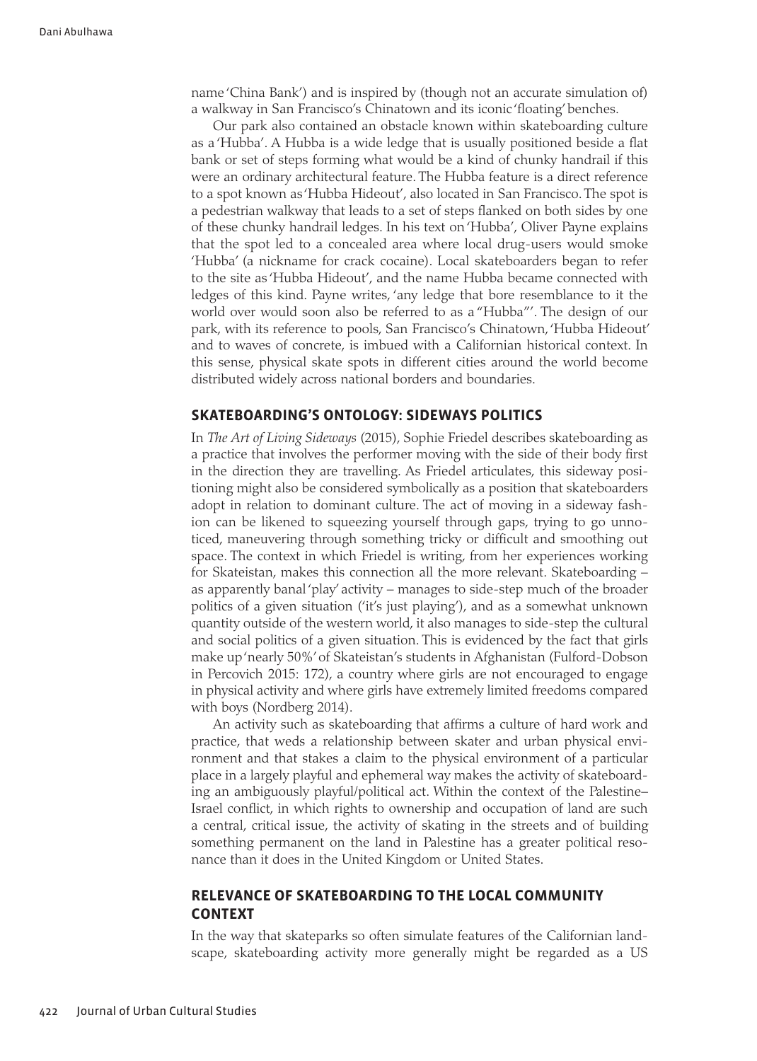name 'China Bank') and is inspired by (though not an accurate simulation of) a walkway in San Francisco's Chinatown and its iconic 'floating' benches.

Our park also contained an obstacle known within skateboarding culture as a 'Hubba'. A Hubba is a wide ledge that is usually positioned beside a flat bank or set of steps forming what would be a kind of chunky handrail if this were an ordinary architectural feature. The Hubba feature is a direct reference to a spot known as 'Hubba Hideout', also located in San Francisco. The spot is a pedestrian walkway that leads to a set of steps flanked on both sides by one of these chunky handrail ledges. In his text on 'Hubba', Oliver Payne explains that the spot led to a concealed area where local drug-users would smoke 'Hubba' (a nickname for crack cocaine). Local skateboarders began to refer to the site as 'Hubba Hideout', and the name Hubba became connected with ledges of this kind. Payne writes, 'any ledge that bore resemblance to it the world over would soon also be referred to as a "Hubba"'. The design of our park, with its reference to pools, San Francisco's Chinatown, 'Hubba Hideout' and to waves of concrete, is imbued with a Californian historical context. In this sense, physical skate spots in different cities around the world become distributed widely across national borders and boundaries.

## SKATEBOARDING'S ONTOLOGY: SIDEWAYS POLITICS

In *The Art of Living Sideways* (2015), Sophie Friedel describes skateboarding as a practice that involves the performer moving with the side of their body first in the direction they are travelling. As Friedel articulates, this sideway positioning might also be considered symbolically as a position that skateboarders adopt in relation to dominant culture. The act of moving in a sideway fashion can be likened to squeezing yourself through gaps, trying to go unnoticed, maneuvering through something tricky or difficult and smoothing out space. The context in which Friedel is writing, from her experiences working for Skateistan, makes this connection all the more relevant. Skateboarding – as apparently banal 'play' activity – manages to side-step much of the broader politics of a given situation ('it's just playing'), and as a somewhat unknown quantity outside of the western world, it also manages to side-step the cultural and social politics of a given situation. This is evidenced by the fact that girls make up 'nearly 50%' of Skateistan's students in Afghanistan (Fulford-Dobson in Percovich 2015: 172), a country where girls are not encouraged to engage in physical activity and where girls have extremely limited freedoms compared with boys (Nordberg 2014).

An activity such as skateboarding that affirms a culture of hard work and practice, that weds a relationship between skater and urban physical environment and that stakes a claim to the physical environment of a particular place in a largely playful and ephemeral way makes the activity of skateboarding an ambiguously playful/political act. Within the context of the Palestine–Israel conflict, in which rights to ownership and occupation of land are such a central, critical issue, the activity of skating in the streets and of building something permanent on the land in Palestine has a greater political resonance than it does in the United Kingdom or United States.

## RELEVANCE OF SKATEBOARDING TO THE LOCAL COMMUNITY CONTEXT

In the way that skateparks so often simulate features of the Californian landscape, skateboarding activity more generally might be regarded as a US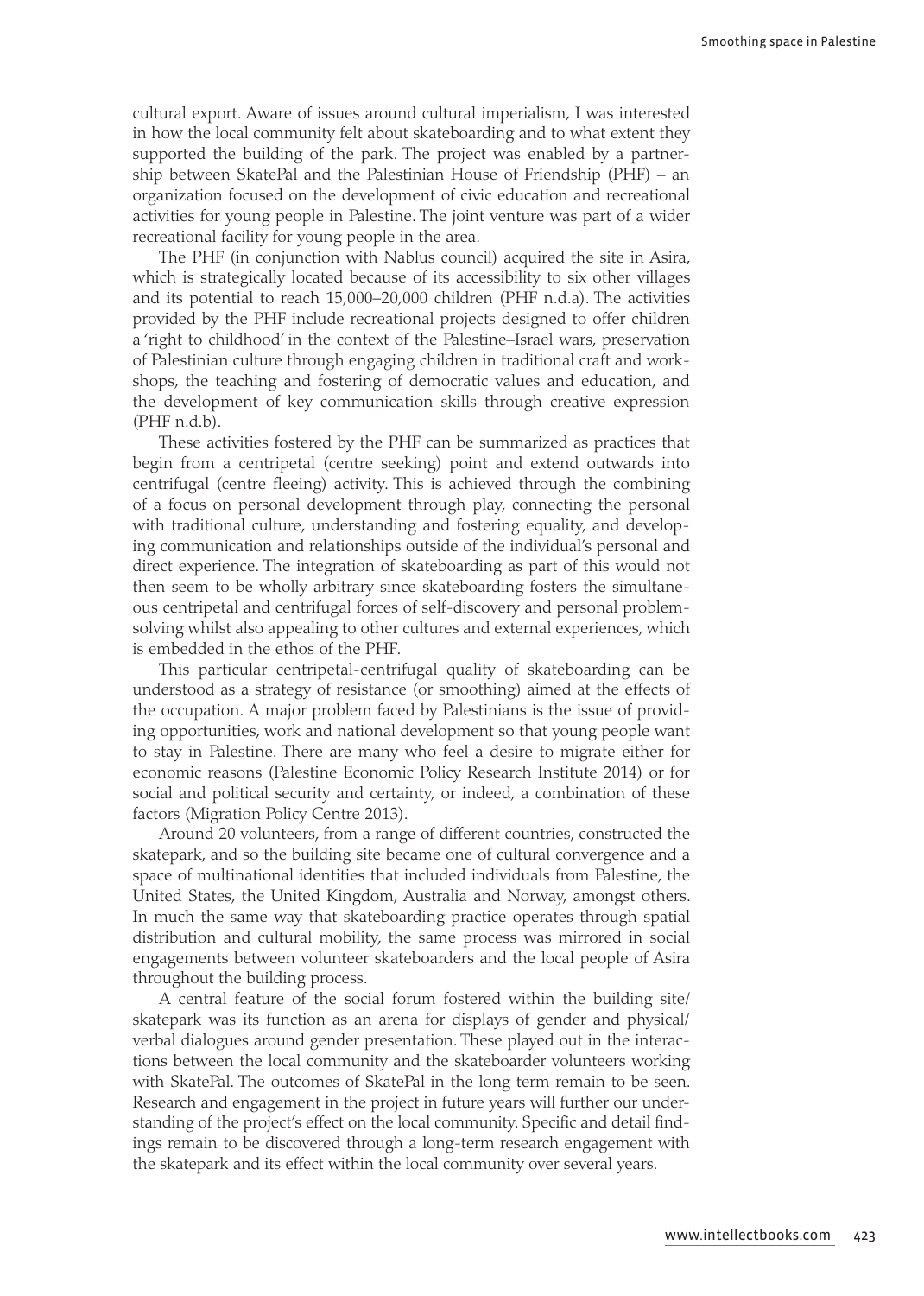cultural export. Aware of issues around cultural imperialism, I was interested in how the local community felt about skateboarding and to what extent they supported the building of the park. The project was enabled by a partnership between SkatePal and the Palestinian House of Friendship (PHF) – an organization focused on the development of civic education and recreational activities for young people in Palestine. The joint venture was part of a wider recreational facility for young people in the area.

The PHF (in conjunction with Nablus council) acquired the site in Asira, which is strategically located because of its accessibility to six other villages and its potential to reach 15,000–20,000 children (PHF n.d.a). The activities provided by the PHF include recreational projects designed to offer children a 'right to childhood' in the context of the Palestine–Israel wars, preservation of Palestinian culture through engaging children in traditional craft and workshops, the teaching and fostering of democratic values and education, and the development of key communication skills through creative expression (PHF n.d.b).

These activities fostered by the PHF can be summarized as practices that begin from a centripetal (centre seeking) point and extend outwards into centrifugal (centre fleeing) activity. This is achieved through the combining of a focus on personal development through play, connecting the personal with traditional culture, understanding and fostering equality, and developing communication and relationships outside of the individual's personal and direct experience. The integration of skateboarding as part of this would not then seem to be wholly arbitrary since skateboarding fosters the simultaneous centripetal and centrifugal forces of self-discovery and personal problem-solving whilst also appealing to other cultures and external experiences, which is embedded in the ethos of the PHF.

This particular centripetal-centrifugal quality of skateboarding can be understood as a strategy of resistance (or smoothing) aimed at the effects of the occupation. A major problem faced by Palestinians is the issue of providing opportunities, work and national development so that young people want to stay in Palestine. There are many who feel a desire to migrate either for economic reasons (Palestine Economic Policy Research Institute 2014) or for social and political security and certainty, or indeed, a combination of these factors (Migration Policy Centre 2013).

Around 20 volunteers, from a range of different countries, constructed the skatepark, and so the building site became one of cultural convergence and a space of multinational identities that included individuals from Palestine, the United States, the United Kingdom, Australia and Norway, amongst others. In much the same way that skateboarding practice operates through spatial distribution and cultural mobility, the same process was mirrored in social engagements between volunteer skateboarders and the local people of Asira throughout the building process.

A central feature of the social forum fostered within the building site/skatepark was its function as an arena for displays of gender and physical/verbal dialogues around gender presentation. These played out in the interactions between the local community and the skateboarder volunteers working with SkatePal. The outcomes of SkatePal in the long term remain to be seen. Research and engagement in the project in future years will further our understanding of the project's effect on the local community. Specific and detail findings remain to be discovered through a long-term research engagement with the skatepark and its effect within the local community over several years.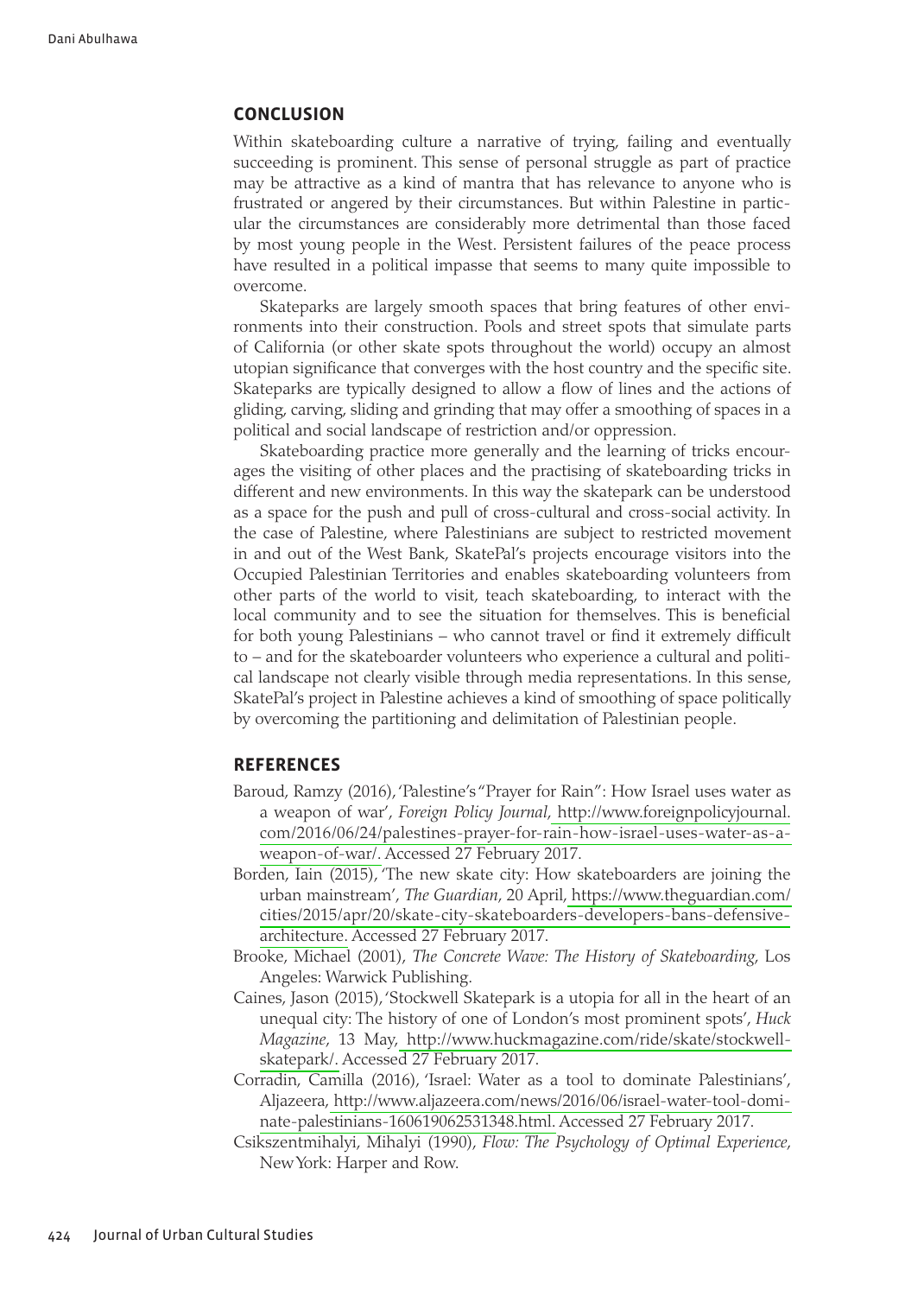## CONCLUSION

Within skateboarding culture a narrative of trying, failing and eventually succeeding is prominent. This sense of personal struggle as part of practice may be attractive as a kind of mantra that has relevance to anyone who is frustrated or angered by their circumstances. But within Palestine in particular the circumstances are considerably more detrimental than those faced by most young people in the West. Persistent failures of the peace process have resulted in a political impasse that seems to many quite impossible to overcome.

Skateparks are largely smooth spaces that bring features of other environments into their construction. Pools and street spots that simulate parts of California (or other skate spots throughout the world) occupy an almost utopian significance that converges with the host country and the specific site. Skateparks are typically designed to allow a flow of lines and the actions of gliding, carving, sliding and grinding that may offer a smoothing of spaces in a political and social landscape of restriction and/or oppression.

Skateboarding practice more generally and the learning of tricks encourages the visiting of other places and the practising of skateboarding tricks in different and new environments. In this way the skatepark can be understood as a space for the push and pull of cross-cultural and cross-social activity. In the case of Palestine, where Palestinians are subject to restricted movement in and out of the West Bank, SkatePal's projects encourage visitors into the Occupied Palestinian Territories and enables skateboarding volunteers from other parts of the world to visit, teach skateboarding, to interact with the local community and to see the situation for themselves. This is beneficial for both young Palestinians – who cannot travel or find it extremely difficult to – and for the skateboarder volunteers who experience a cultural and political landscape not clearly visible through media representations. In this sense, SkatePal's project in Palestine achieves a kind of smoothing of space politically by overcoming the partitioning and delimitation of Palestinian people.

## REFERENCES

- Baroud, Ramzy (2016), 'Palestine's "Prayer for Rain": How Israel uses water as a weapon of war', *Foreign Policy Journal*, http://www.foreignpolicyjournal.com/2016/06/24/palestines-prayer-for-rain-how-israel-uses-water-as-a-weapon-of-war/. Accessed 27 February 2017.
- Borden, Iain (2015), 'The new skate city: How skateboarders are joining the urban mainstream', *The Guardian*, 20 April, https://www.theguardian.com/cities/2015/apr/20/skate-city-skateboarders-developers-bans-defensive-architecture. Accessed 27 February 2017.
- Brooke, Michael (2001), *The Concrete Wave: The History of Skateboarding*, Los Angeles: Warwick Publishing.
- Caines, Jason (2015), 'Stockwell Skatepark is a utopia for all in the heart of an unequal city: The history of one of London's most prominent spots', *Huck Magazine*, 13 May, http://www.huckmagazine.com/ride/skate/stockwell-skatepark/. Accessed 27 February 2017.
- Corradin, Camilla (2016), 'Israel: Water as a tool to dominate Palestinians', Aljazeera, http://www.aljazeera.com/news/2016/06/israel-water-tool-dominate-palestinians-160619062531348.html. Accessed 27 February 2017.
- Csikszentmihalyi, Mihalyi (1990), *Flow: The Psychology of Optimal Experience*, New York: Harper and Row.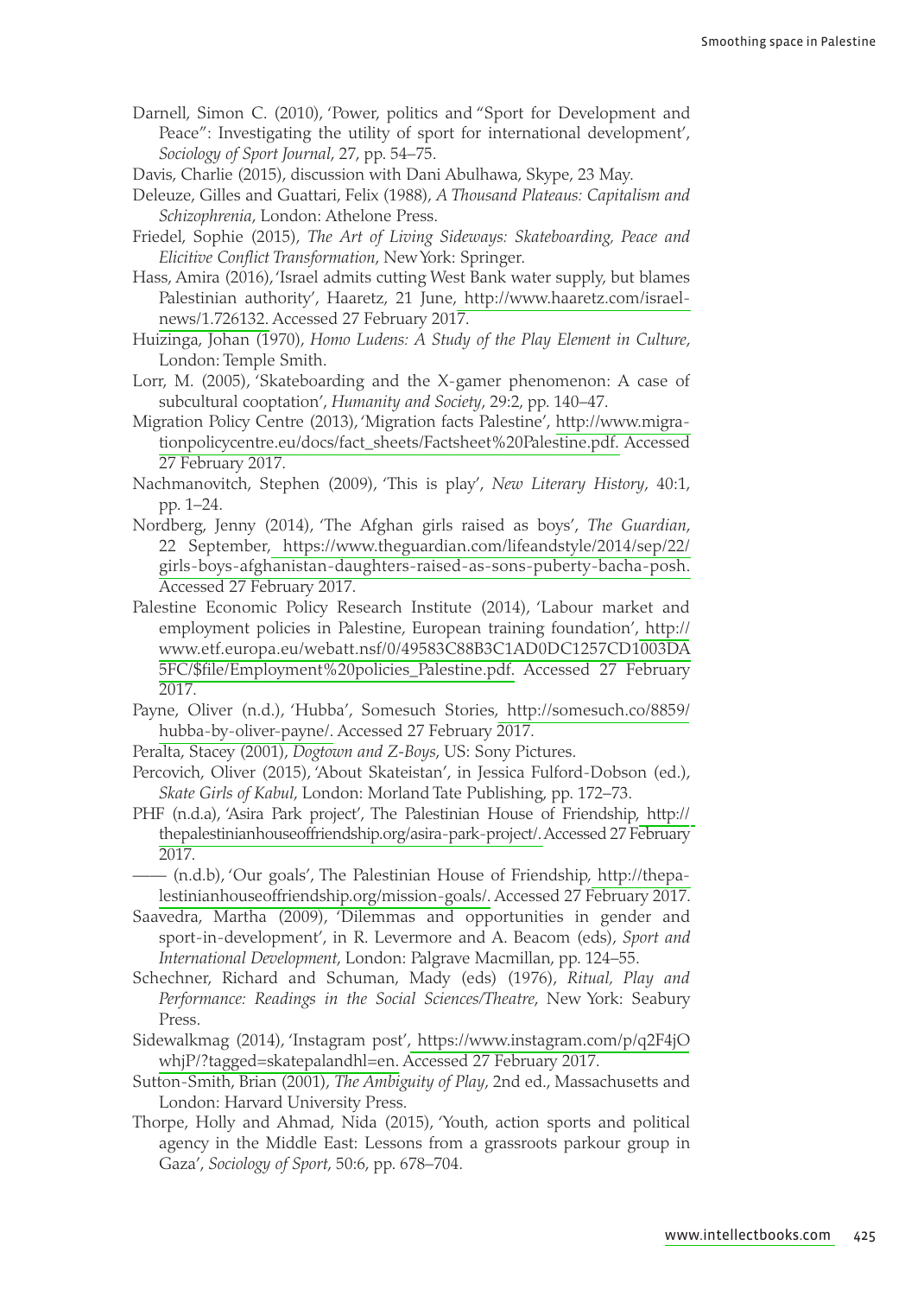Darnell, Simon C. (2010), 'Power, politics and "Sport for Development and Peace": Investigating the utility of sport for international development', *Sociology of Sport Journal*, 27, pp. 54–75.

Davis, Charlie (2015), discussion with Dani Abulhawa, Skype, 23 May.

Deleuze, Gilles and Guattari, Felix (1988), *A Thousand Plateaus: Capitalism and Schizophrenia*, London: Athelone Press.

Friedel, Sophie (2015), *The Art of Living Sideways: Skateboarding, Peace and Elicitive Conflict Transformation*, New York: Springer.

Hass, Amira (2016), 'Israel admits cutting West Bank water supply, but blames Palestinian authority', Haaretz, 21 June, http://www.haaretz.com/israel-news/1.726132. Accessed 27 February 2017.

Huizinga, Johan (1970), *Homo Ludens: A Study of the Play Element in Culture*, London: Temple Smith.

Lorr, M. (2005), 'Skateboarding and the X-gamer phenomenon: A case of subcultural cooptation', *Humanity and Society*, 29:2, pp. 140–47.

Migration Policy Centre (2013), 'Migration facts Palestine', http://www.migrationpolicycentre.eu/docs/fact_sheets/Factsheet%20Palestine.pdf. Accessed 27 February 2017.

Nachmanovitch, Stephen (2009), 'This is play', *New Literary History*, 40:1, pp. 1–24.

Nordberg, Jenny (2014), 'The Afghan girls raised as boys', *The Guardian*, 22 September, https://www.theguardian.com/lifeandstyle/2014/sep/22/girls-boys-afghanistan-daughters-raised-as-sons-puberty-bacha-posh. Accessed 27 February 2017.

Palestine Economic Policy Research Institute (2014), 'Labour market and employment policies in Palestine, European training foundation', http://www.etf.europa.eu/webatt.nsf/0/49583C88B3C1AD0DC1257CD1003DA5FC/$file/Employment%20policies_Palestine.pdf. Accessed 27 February 2017.

Payne, Oliver (n.d.), 'Hubba', Somesuch Stories, http://somesuch.co/8859/hubba-by-oliver-payne/. Accessed 27 February 2017.

Peralta, Stacey (2001), *Dogtown and Z-Boys*, US: Sony Pictures.

Percovich, Oliver (2015), 'About Skateistan', in Jessica Fulford-Dobson (ed.), *Skate Girls of Kabul*, London: Morland Tate Publishing, pp. 172–73.

PHF (n.d.a), 'Asira Park project', The Palestinian House of Friendship, http://thepalestinianhouseoffriendship.org/asira-park-project/. Accessed 27 February 2017.

—— (n.d.b), 'Our goals', The Palestinian House of Friendship, http://thepalestinianhouseoffriendship.org/mission-goals/. Accessed 27 February 2017.

Saavedra, Martha (2009), 'Dilemmas and opportunities in gender and sport-in-development', in R. Levermore and A. Beacom (eds), *Sport and International Development*, London: Palgrave Macmillan, pp. 124–55.

Schechner, Richard and Schuman, Mady (eds) (1976), *Ritual, Play and Performance: Readings in the Social Sciences/Theatre*, New York: Seabury Press.

Sidewalkmag (2014), 'Instagram post', https://www.instagram.com/p/q2F4jOwhjP/?tagged=skatepalandhl=en. Accessed 27 February 2017.

Sutton-Smith, Brian (2001), *The Ambiguity of Play*, 2nd ed., Massachusetts and London: Harvard University Press.

Thorpe, Holly and Ahmad, Nida (2015), 'Youth, action sports and political agency in the Middle East: Lessons from a grassroots parkour group in Gaza', *Sociology of Sport*, 50:6, pp. 678–704.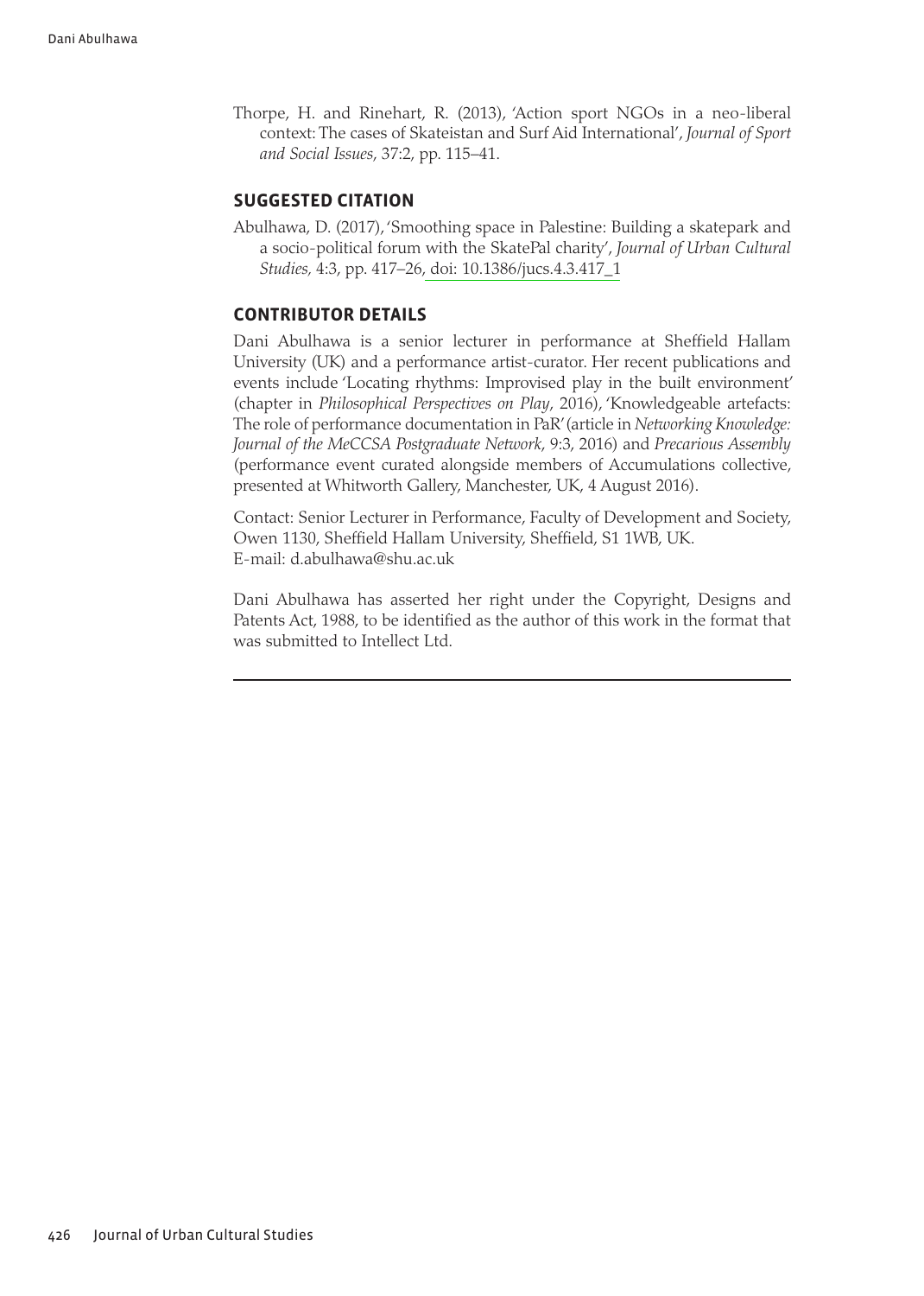Thorpe, H. and Rinehart, R. (2013), 'Action sport NGOs in a neo-liberal context: The cases of Skateistan and Surf Aid International', *Journal of Sport and Social Issues*, 37:2, pp. 115–41.

## SUGGESTED CITATION

Abulhawa, D. (2017), 'Smoothing space in Palestine: Building a skatepark and a socio-political forum with the SkatePal charity', *Journal of Urban Cultural Studies,* 4:3, pp. 417–26, doi: 10.1386/jucs.4.3.417_1

## CONTRIBUTOR DETAILS

Dani Abulhawa is a senior lecturer in performance at Sheffield Hallam University (UK) and a performance artist-curator. Her recent publications and events include 'Locating rhythms: Improvised play in the built environment' (chapter in *Philosophical Perspectives on Play*, 2016), 'Knowledgeable artefacts: The role of performance documentation in PaR' (article in *Networking Knowledge: Journal of the MeCCSA Postgraduate Network*, 9:3, 2016) and *Precarious Assembly* (performance event curated alongside members of Accumulations collective, presented at Whitworth Gallery, Manchester, UK, 4 August 2016).

Contact: Senior Lecturer in Performance, Faculty of Development and Society, Owen 1130, Sheffield Hallam University, Sheffield, S1 1WB, UK.
E-mail: d.abulhawa@shu.ac.uk

Dani Abulhawa has asserted her right under the Copyright, Designs and Patents Act, 1988, to be identified as the author of this work in the format that was submitted to Intellect Ltd.